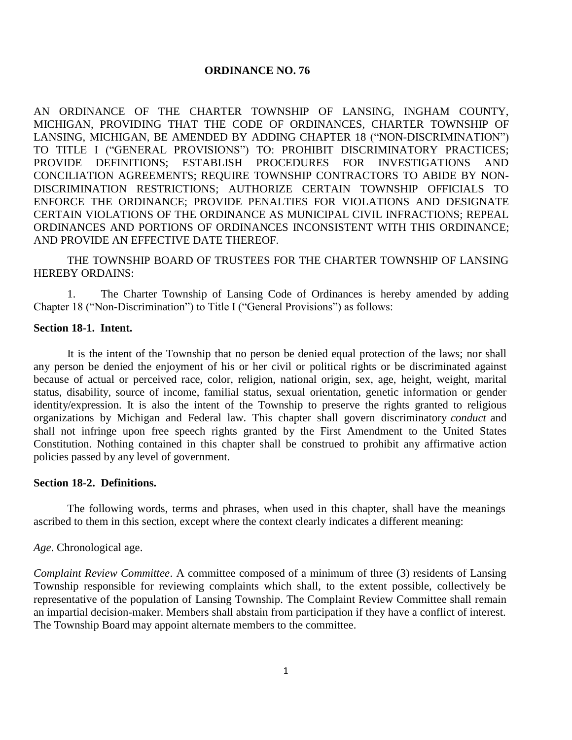# ORDINANCE NO. 76

AN ORDINANCE OF THE CHARTER TOWNSHIP OF LANSING, INGHAM COUNTY, MICHIGAN, PROVIDING THAT THE CODE OF ORDINANCES, CHARTER TOWNSHIP OF LANSING, MICHIGAN, BE AMENDED BY ADDING CHAPTER 18 ("NON-DISCRIMINATION") TO TITLE I ("GENERAL PROVISIONS") TO: PROHIBIT DISCRIMINATORY PRACTICES; PROVIDE DEFINITIONS; ESTABLISH PROCEDURES FOR INVESTIGATIONS AND CONCILIATION AGREEMENTS; REQUIRE TOWNSHIP CONTRACTORS TO ABIDE BY NON-DISCRIMINATION RESTRICTIONS; AUTHORIZE CERTAIN TOWNSHIP OFFICIALS TO ENFORCE THE ORDINANCE; PROVIDE PENALTIES FOR VIOLATIONS AND DESIGNATE CERTAIN VIOLATIONS OF THE ORDINANCE AS MUNICIPAL CIVIL INFRACTIONS; REPEAL ORDINANCES AND PORTIONS OF ORDINANCES INCONSISTENT WITH THIS ORDINANCE; AND PROVIDE AN EFFECTIVE DATE THEREOF.

THE TOWNSHIP BOARD OF TRUSTEES FOR THE CHARTER TOWNSHIP OF LANSING HEREBY ORDAINS:

1. The Charter Township of Lansing Code of Ordinances is hereby amended by adding Chapter 18 ("Non-Discrimination") to Title I ("General Provisions") as follows:

**Section 18-1. Intent.**

It is the intent of the Township that no person be denied equal protection of the laws; nor shall any person be denied the enjoyment of his or her civil or political rights or be discriminated against because of actual or perceived race, color, religion, national origin, sex, age, height, weight, marital status, disability, source of income, familial status, sexual orientation, genetic information or gender identity/expression. It is also the intent of the Township to preserve the rights granted to religious organizations by Michigan and Federal law. This chapter shall govern discriminatory *conduct* and shall not infringe upon free speech rights granted by the First Amendment to the United States Constitution. Nothing contained in this chapter shall be construed to prohibit any affirmative action policies passed by any level of government.

**Section 18-2. Definitions.**

The following words, terms and phrases, when used in this chapter, shall have the meanings ascribed to them in this section, except where the context clearly indicates a different meaning:

*Age*. Chronological age.

*Complaint Review Committee*. A committee composed of a minimum of three (3) residents of Lansing Township responsible for reviewing complaints which shall, to the extent possible, collectively be representative of the population of Lansing Township. The Complaint Review Committee shall remain an impartial decision-maker. Members shall abstain from participation if they have a conflict of interest. The Township Board may appoint alternate members to the committee.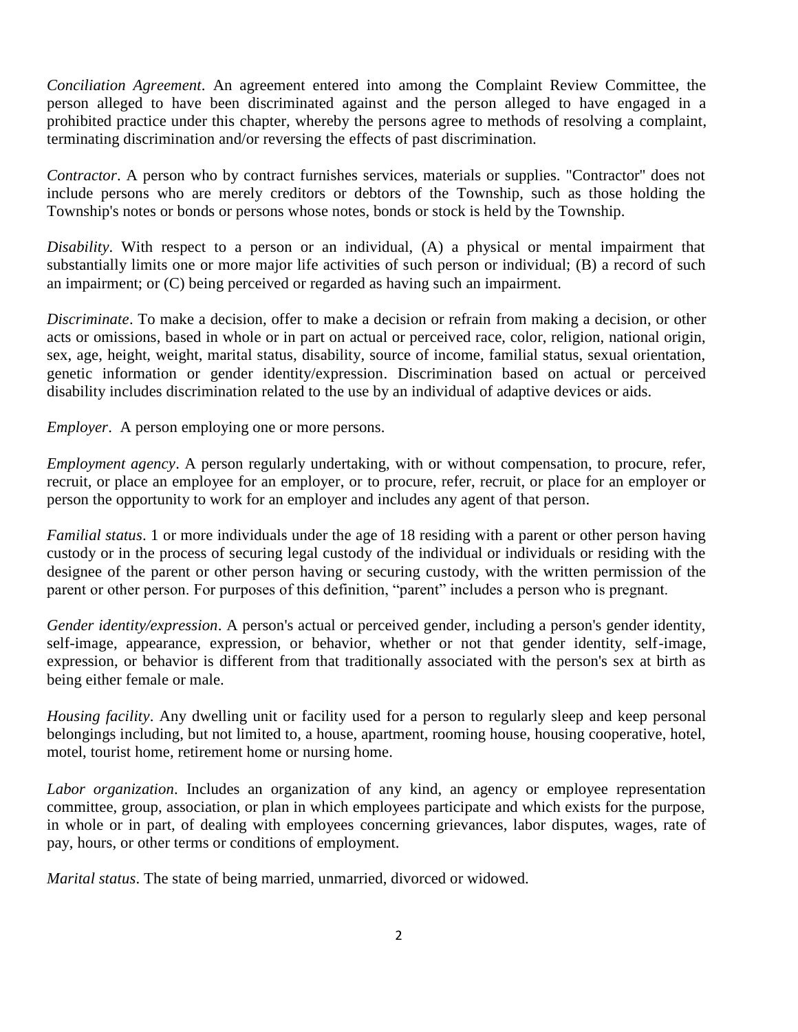*Conciliation Agreement*. An agreement entered into among the Complaint Review Committee, the person alleged to have been discriminated against and the person alleged to have engaged in a prohibited practice under this chapter, whereby the persons agree to methods of resolving a complaint, terminating discrimination and/or reversing the effects of past discrimination.

*Contractor*. A person who by contract furnishes services, materials or supplies. "Contractor" does not include persons who are merely creditors or debtors of the Township, such as those holding the Township's notes or bonds or persons whose notes, bonds or stock is held by the Township.

*Disability*. With respect to a person or an individual, (A) a physical or mental impairment that substantially limits one or more major life activities of such person or individual; (B) a record of such an impairment; or (C) being perceived or regarded as having such an impairment.

*Discriminate*. To make a decision, offer to make a decision or refrain from making a decision, or other acts or omissions, based in whole or in part on actual or perceived race, color, religion, national origin, sex, age, height, weight, marital status, disability, source of income, familial status, sexual orientation, genetic information or gender identity/expression. Discrimination based on actual or perceived disability includes discrimination related to the use by an individual of adaptive devices or aids.

*Employer*. A person employing one or more persons.

*Employment agency*. A person regularly undertaking, with or without compensation, to procure, refer, recruit, or place an employee for an employer, or to procure, refer, recruit, or place for an employer or person the opportunity to work for an employer and includes any agent of that person.

*Familial status*. 1 or more individuals under the age of 18 residing with a parent or other person having custody or in the process of securing legal custody of the individual or individuals or residing with the designee of the parent or other person having or securing custody, with the written permission of the parent or other person. For purposes of this definition, "parent" includes a person who is pregnant.

*Gender identity/expression*. A person's actual or perceived gender, including a person's gender identity, self-image, appearance, expression, or behavior, whether or not that gender identity, self-image, expression, or behavior is different from that traditionally associated with the person's sex at birth as being either female or male.

*Housing facility*. Any dwelling unit or facility used for a person to regularly sleep and keep personal belongings including, but not limited to, a house, apartment, rooming house, housing cooperative, hotel, motel, tourist home, retirement home or nursing home.

*Labor organization*. Includes an organization of any kind, an agency or employee representation committee, group, association, or plan in which employees participate and which exists for the purpose, in whole or in part, of dealing with employees concerning grievances, labor disputes, wages, rate of pay, hours, or other terms or conditions of employment.

*Marital status*. The state of being married, unmarried, divorced or widowed.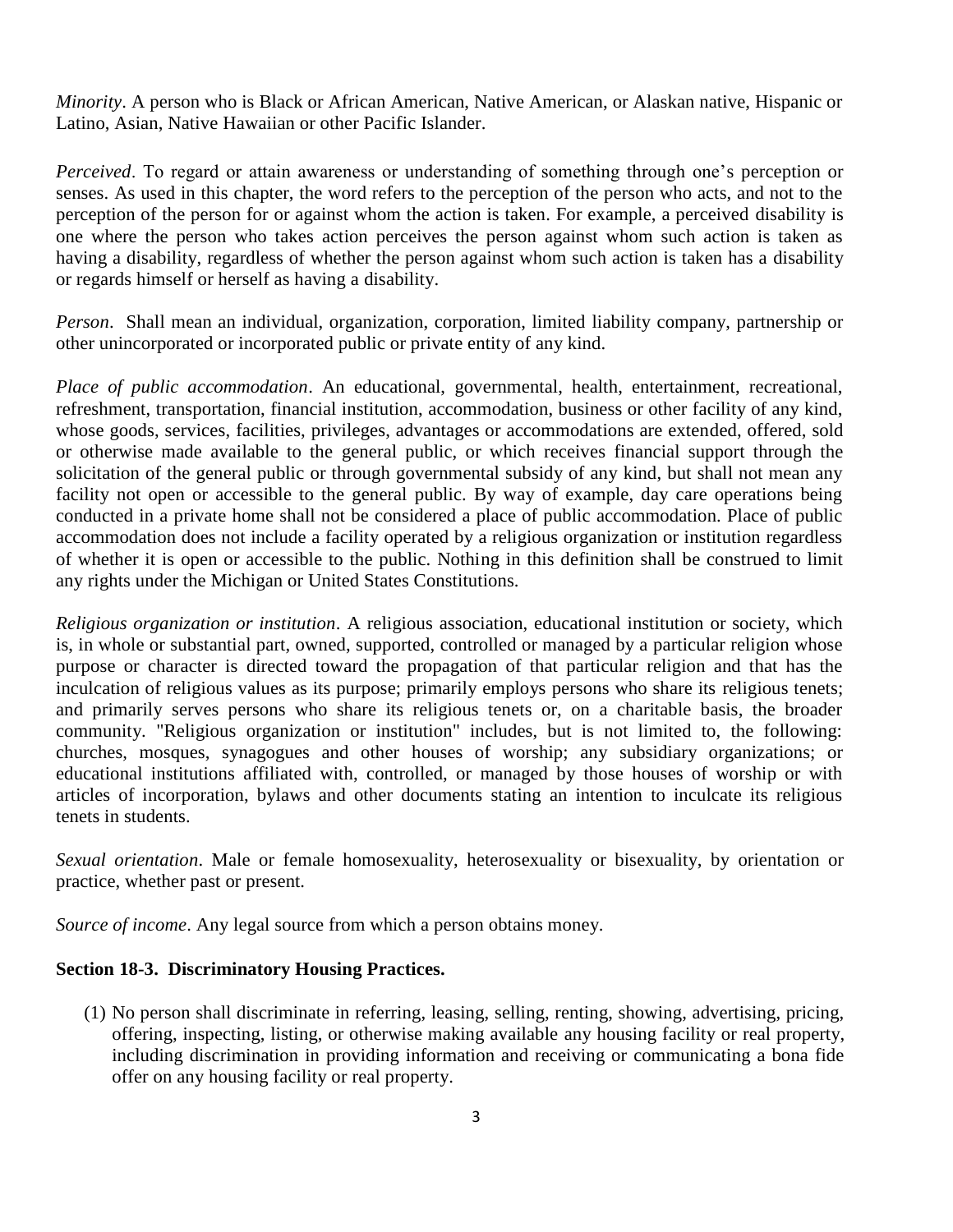*Minority*. A person who is Black or African American, Native American, or Alaskan native, Hispanic or Latino, Asian, Native Hawaiian or other Pacific Islander.

*Perceived*. To regard or attain awareness or understanding of something through one's perception or senses. As used in this chapter, the word refers to the perception of the person who acts, and not to the perception of the person for or against whom the action is taken. For example, a perceived disability is one where the person who takes action perceives the person against whom such action is taken as having a disability, regardless of whether the person against whom such action is taken has a disability or regards himself or herself as having a disability.

*Person*. Shall mean an individual, organization, corporation, limited liability company, partnership or other unincorporated or incorporated public or private entity of any kind.

*Place of public accommodation*. An educational, governmental, health, entertainment, recreational, refreshment, transportation, financial institution, accommodation, business or other facility of any kind, whose goods, services, facilities, privileges, advantages or accommodations are extended, offered, sold or otherwise made available to the general public, or which receives financial support through the solicitation of the general public or through governmental subsidy of any kind, but shall not mean any facility not open or accessible to the general public. By way of example, day care operations being conducted in a private home shall not be considered a place of public accommodation. Place of public accommodation does not include a facility operated by a religious organization or institution regardless of whether it is open or accessible to the public. Nothing in this definition shall be construed to limit any rights under the Michigan or United States Constitutions.

*Religious organization or institution*. A religious association, educational institution or society, which is, in whole or substantial part, owned, supported, controlled or managed by a particular religion whose purpose or character is directed toward the propagation of that particular religion and that has the inculcation of religious values as its purpose; primarily employs persons who share its religious tenets; and primarily serves persons who share its religious tenets or, on a charitable basis, the broader community. "Religious organization or institution" includes, but is not limited to, the following: churches, mosques, synagogues and other houses of worship; any subsidiary organizations; or educational institutions affiliated with, controlled, or managed by those houses of worship or with articles of incorporation, bylaws and other documents stating an intention to inculcate its religious tenets in students.

*Sexual orientation*. Male or female homosexuality, heterosexuality or bisexuality, by orientation or practice, whether past or present.

*Source of income*. Any legal source from which a person obtains money.

**Section 18-3. Discriminatory Housing Practices.**

(1) No person shall discriminate in referring, leasing, selling, renting, showing, advertising, pricing, offering, inspecting, listing, or otherwise making available any housing facility or real property, including discrimination in providing information and receiving or communicating a bona fide offer on any housing facility or real property.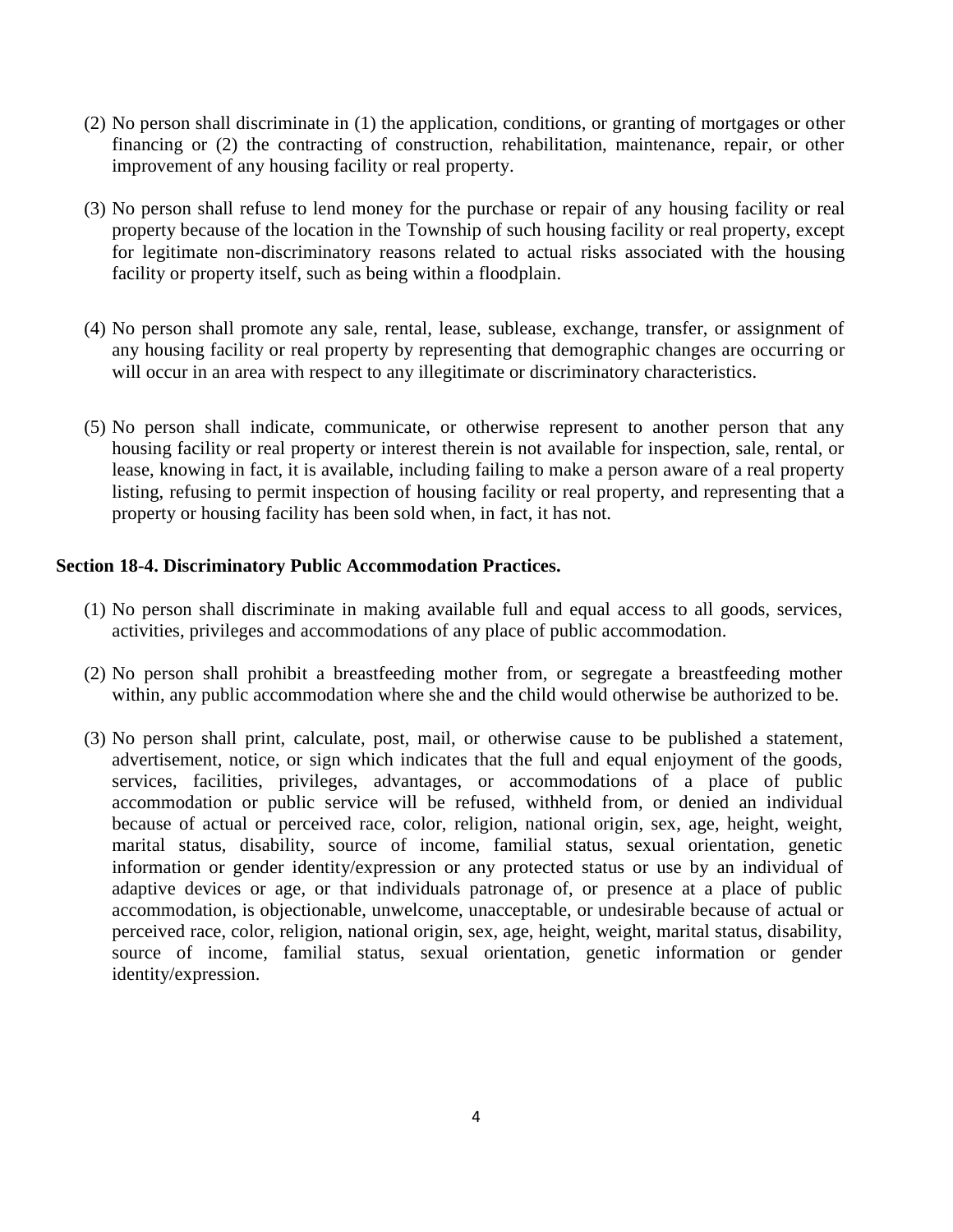(2) No person shall discriminate in (1) the application, conditions, or granting of mortgages or other financing or (2) the contracting of construction, rehabilitation, maintenance, repair, or other improvement of any housing facility or real property.

(3) No person shall refuse to lend money for the purchase or repair of any housing facility or real property because of the location in the Township of such housing facility or real property, except for legitimate non-discriminatory reasons related to actual risks associated with the housing facility or property itself, such as being within a floodplain.

(4) No person shall promote any sale, rental, lease, sublease, exchange, transfer, or assignment of any housing facility or real property by representing that demographic changes are occurring or will occur in an area with respect to any illegitimate or discriminatory characteristics.

(5) No person shall indicate, communicate, or otherwise represent to another person that any housing facility or real property or interest therein is not available for inspection, sale, rental, or lease, knowing in fact, it is available, including failing to make a person aware of a real property listing, refusing to permit inspection of housing facility or real property, and representing that a property or housing facility has been sold when, in fact, it has not.

**Section 18-4. Discriminatory Public Accommodation Practices.**

(1) No person shall discriminate in making available full and equal access to all goods, services, activities, privileges and accommodations of any place of public accommodation.

(2) No person shall prohibit a breastfeeding mother from, or segregate a breastfeeding mother within, any public accommodation where she and the child would otherwise be authorized to be.

(3) No person shall print, calculate, post, mail, or otherwise cause to be published a statement, advertisement, notice, or sign which indicates that the full and equal enjoyment of the goods, services, facilities, privileges, advantages, or accommodations of a place of public accommodation or public service will be refused, withheld from, or denied an individual because of actual or perceived race, color, religion, national origin, sex, age, height, weight, marital status, disability, source of income, familial status, sexual orientation, genetic information or gender identity/expression or any protected status or use by an individual of adaptive devices or age, or that individuals patronage of, or presence at a place of public accommodation, is objectionable, unwelcome, unacceptable, or undesirable because of actual or perceived race, color, religion, national origin, sex, age, height, weight, marital status, disability, source of income, familial status, sexual orientation, genetic information or gender identity/expression.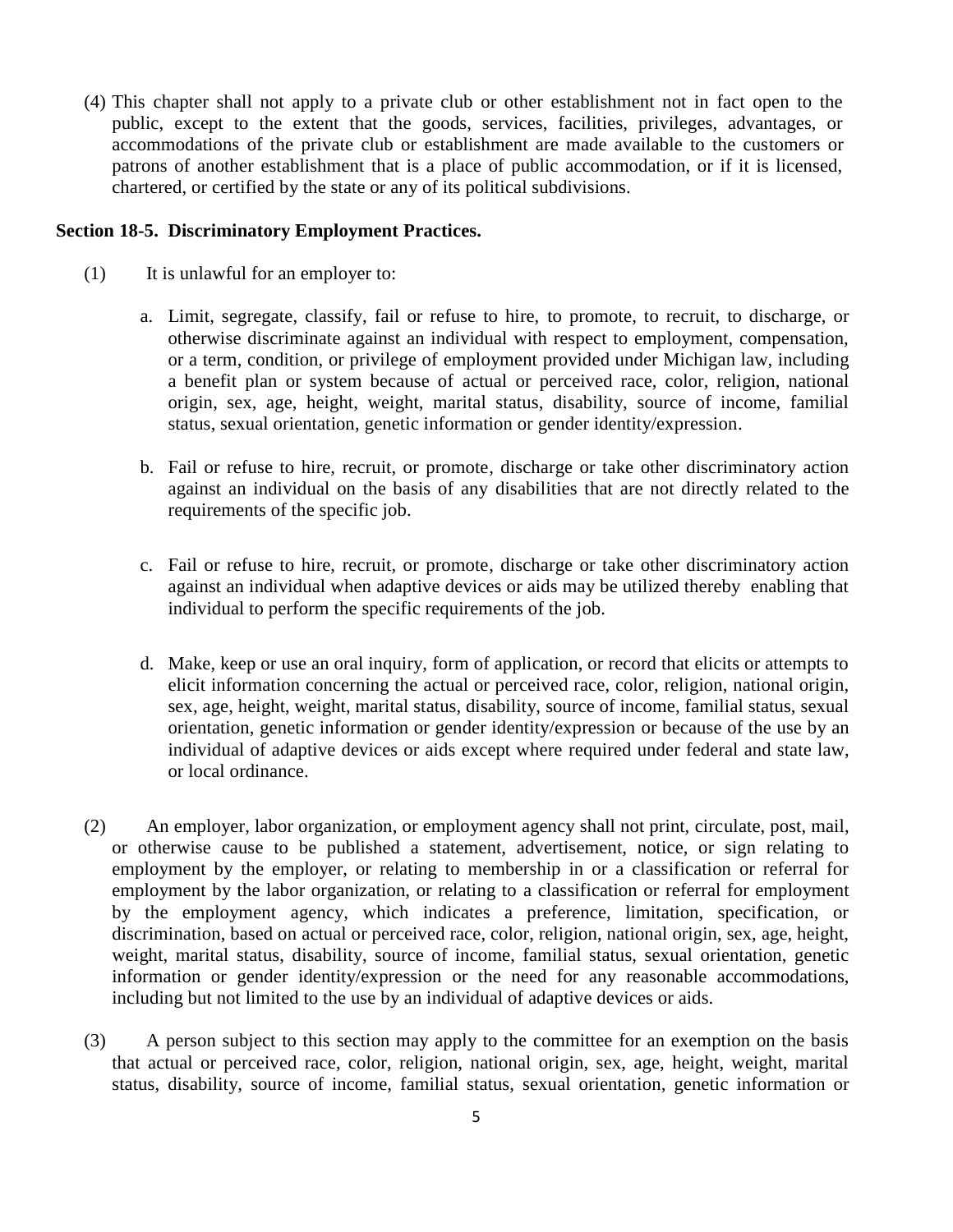(4) This chapter shall not apply to a private club or other establishment not in fact open to the public, except to the extent that the goods, services, facilities, privileges, advantages, or accommodations of the private club or establishment are made available to the customers or patrons of another establishment that is a place of public accommodation, or if it is licensed, chartered, or certified by the state or any of its political subdivisions.

**Section 18-5. Discriminatory Employment Practices.**

(1) It is unlawful for an employer to:

a. Limit, segregate, classify, fail or refuse to hire, to promote, to recruit, to discharge, or otherwise discriminate against an individual with respect to employment, compensation, or a term, condition, or privilege of employment provided under Michigan law, including a benefit plan or system because of actual or perceived race, color, religion, national origin, sex, age, height, weight, marital status, disability, source of income, familial status, sexual orientation, genetic information or gender identity/expression.

b. Fail or refuse to hire, recruit, or promote, discharge or take other discriminatory action against an individual on the basis of any disabilities that are not directly related to the requirements of the specific job.

c. Fail or refuse to hire, recruit, or promote, discharge or take other discriminatory action against an individual when adaptive devices or aids may be utilized thereby enabling that individual to perform the specific requirements of the job.

d. Make, keep or use an oral inquiry, form of application, or record that elicits or attempts to elicit information concerning the actual or perceived race, color, religion, national origin, sex, age, height, weight, marital status, disability, source of income, familial status, sexual orientation, genetic information or gender identity/expression or because of the use by an individual of adaptive devices or aids except where required under federal and state law, or local ordinance.

(2) An employer, labor organization, or employment agency shall not print, circulate, post, mail, or otherwise cause to be published a statement, advertisement, notice, or sign relating to employment by the employer, or relating to membership in or a classification or referral for employment by the labor organization, or relating to a classification or referral for employment by the employment agency, which indicates a preference, limitation, specification, or discrimination, based on actual or perceived race, color, religion, national origin, sex, age, height, weight, marital status, disability, source of income, familial status, sexual orientation, genetic information or gender identity/expression or the need for any reasonable accommodations, including but not limited to the use by an individual of adaptive devices or aids.

(3) A person subject to this section may apply to the committee for an exemption on the basis that actual or perceived race, color, religion, national origin, sex, age, height, weight, marital status, disability, source of income, familial status, sexual orientation, genetic information or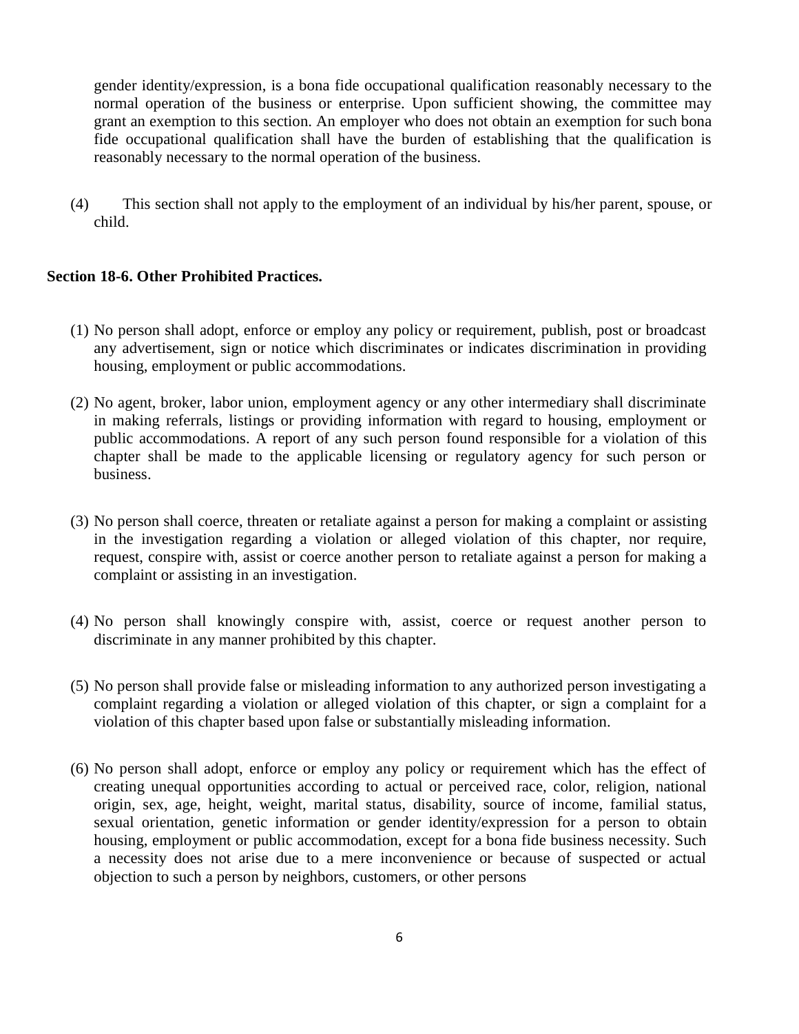gender identity/expression, is a bona fide occupational qualification reasonably necessary to the normal operation of the business or enterprise. Upon sufficient showing, the committee may grant an exemption to this section. An employer who does not obtain an exemption for such bona fide occupational qualification shall have the burden of establishing that the qualification is reasonably necessary to the normal operation of the business.

(4) This section shall not apply to the employment of an individual by his/her parent, spouse, or child.

**Section 18-6. Other Prohibited Practices.**

(1) No person shall adopt, enforce or employ any policy or requirement, publish, post or broadcast any advertisement, sign or notice which discriminates or indicates discrimination in providing housing, employment or public accommodations.

(2) No agent, broker, labor union, employment agency or any other intermediary shall discriminate in making referrals, listings or providing information with regard to housing, employment or public accommodations. A report of any such person found responsible for a violation of this chapter shall be made to the applicable licensing or regulatory agency for such person or business.

(3) No person shall coerce, threaten or retaliate against a person for making a complaint or assisting in the investigation regarding a violation or alleged violation of this chapter, nor require, request, conspire with, assist or coerce another person to retaliate against a person for making a complaint or assisting in an investigation.

(4) No person shall knowingly conspire with, assist, coerce or request another person to discriminate in any manner prohibited by this chapter.

(5) No person shall provide false or misleading information to any authorized person investigating a complaint regarding a violation or alleged violation of this chapter, or sign a complaint for a violation of this chapter based upon false or substantially misleading information.

(6) No person shall adopt, enforce or employ any policy or requirement which has the effect of creating unequal opportunities according to actual or perceived race, color, religion, national origin, sex, age, height, weight, marital status, disability, source of income, familial status, sexual orientation, genetic information or gender identity/expression for a person to obtain housing, employment or public accommodation, except for a bona fide business necessity. Such a necessity does not arise due to a mere inconvenience or because of suspected or actual objection to such a person by neighbors, customers, or other persons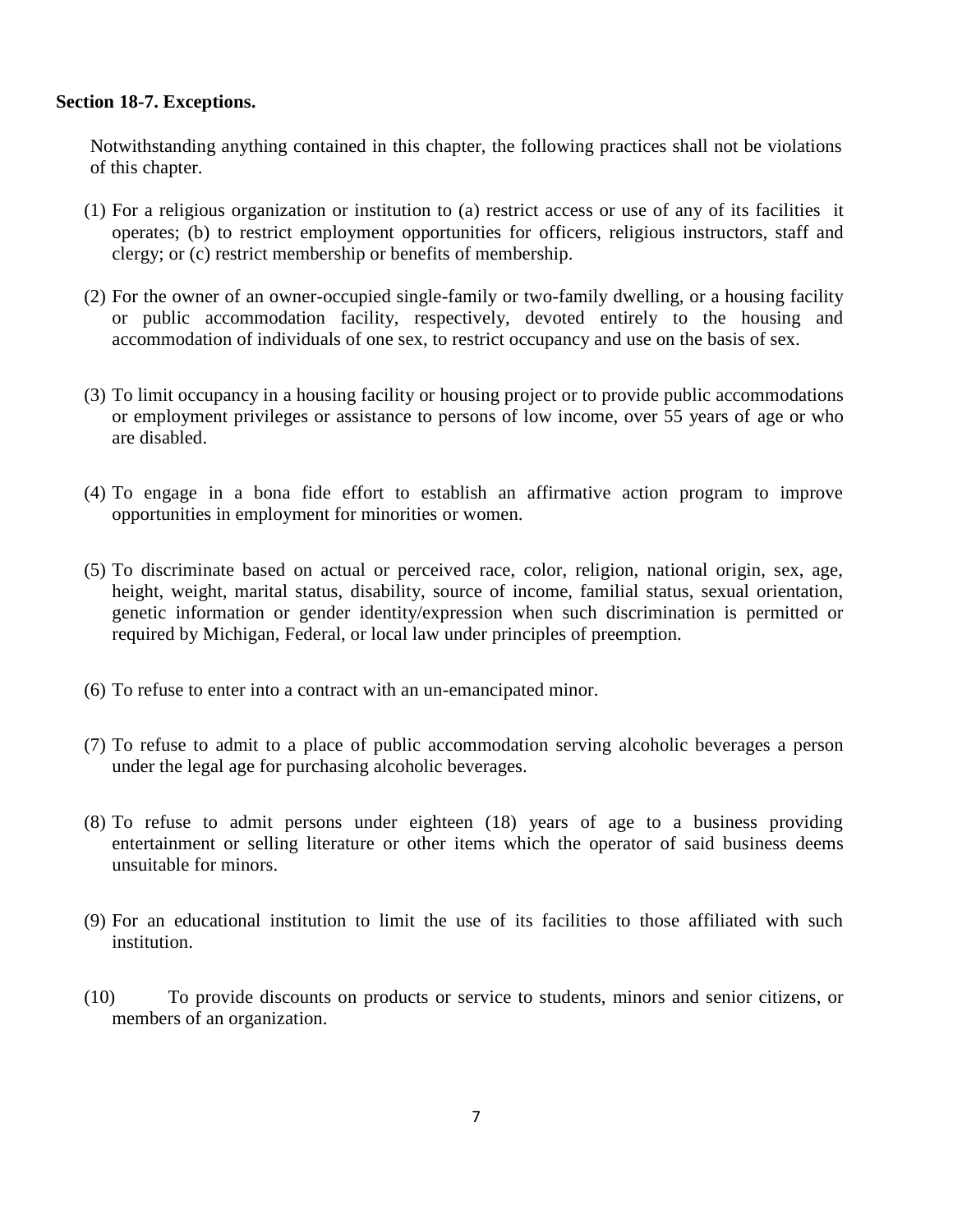**Section 18-7. Exceptions.**

Notwithstanding anything contained in this chapter, the following practices shall not be violations of this chapter.

(1) For a religious organization or institution to (a) restrict access or use of any of its facilities it operates; (b) to restrict employment opportunities for officers, religious instructors, staff and clergy; or (c) restrict membership or benefits of membership.

(2) For the owner of an owner-occupied single-family or two-family dwelling, or a housing facility or public accommodation facility, respectively, devoted entirely to the housing and accommodation of individuals of one sex, to restrict occupancy and use on the basis of sex.

(3) To limit occupancy in a housing facility or housing project or to provide public accommodations or employment privileges or assistance to persons of low income, over 55 years of age or who are disabled.

(4) To engage in a bona fide effort to establish an affirmative action program to improve opportunities in employment for minorities or women.

(5) To discriminate based on actual or perceived race, color, religion, national origin, sex, age, height, weight, marital status, disability, source of income, familial status, sexual orientation, genetic information or gender identity/expression when such discrimination is permitted or required by Michigan, Federal, or local law under principles of preemption.

(6) To refuse to enter into a contract with an un-emancipated minor.

(7) To refuse to admit to a place of public accommodation serving alcoholic beverages a person under the legal age for purchasing alcoholic beverages.

(8) To refuse to admit persons under eighteen (18) years of age to a business providing entertainment or selling literature or other items which the operator of said business deems unsuitable for minors.

(9) For an educational institution to limit the use of its facilities to those affiliated with such institution.

(10) To provide discounts on products or service to students, minors and senior citizens, or members of an organization.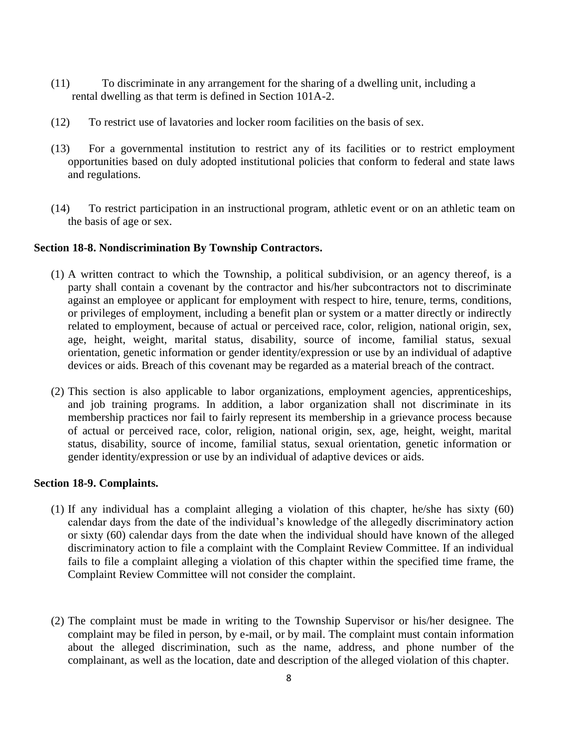(11) To discriminate in any arrangement for the sharing of a dwelling unit, including a rental dwelling as that term is defined in Section 101A-2.

(12) To restrict use of lavatories and locker room facilities on the basis of sex.

(13) For a governmental institution to restrict any of its facilities or to restrict employment opportunities based on duly adopted institutional policies that conform to federal and state laws and regulations.

(14) To restrict participation in an instructional program, athletic event or on an athletic team on the basis of age or sex.

**Section 18-8. Nondiscrimination By Township Contractors.**

(1) A written contract to which the Township, a political subdivision, or an agency thereof, is a party shall contain a covenant by the contractor and his/her subcontractors not to discriminate against an employee or applicant for employment with respect to hire, tenure, terms, conditions, or privileges of employment, including a benefit plan or system or a matter directly or indirectly related to employment, because of actual or perceived race, color, religion, national origin, sex, age, height, weight, marital status, disability, source of income, familial status, sexual orientation, genetic information or gender identity/expression or use by an individual of adaptive devices or aids. Breach of this covenant may be regarded as a material breach of the contract.

(2) This section is also applicable to labor organizations, employment agencies, apprenticeships, and job training programs. In addition, a labor organization shall not discriminate in its membership practices nor fail to fairly represent its membership in a grievance process because of actual or perceived race, color, religion, national origin, sex, age, height, weight, marital status, disability, source of income, familial status, sexual orientation, genetic information or gender identity/expression or use by an individual of adaptive devices or aids.

**Section 18-9. Complaints.**

(1) If any individual has a complaint alleging a violation of this chapter, he/she has sixty (60) calendar days from the date of the individual's knowledge of the allegedly discriminatory action or sixty (60) calendar days from the date when the individual should have known of the alleged discriminatory action to file a complaint with the Complaint Review Committee. If an individual fails to file a complaint alleging a violation of this chapter within the specified time frame, the Complaint Review Committee will not consider the complaint.

(2) The complaint must be made in writing to the Township Supervisor or his/her designee. The complaint may be filed in person, by e-mail, or by mail. The complaint must contain information about the alleged discrimination, such as the name, address, and phone number of the complainant, as well as the location, date and description of the alleged violation of this chapter.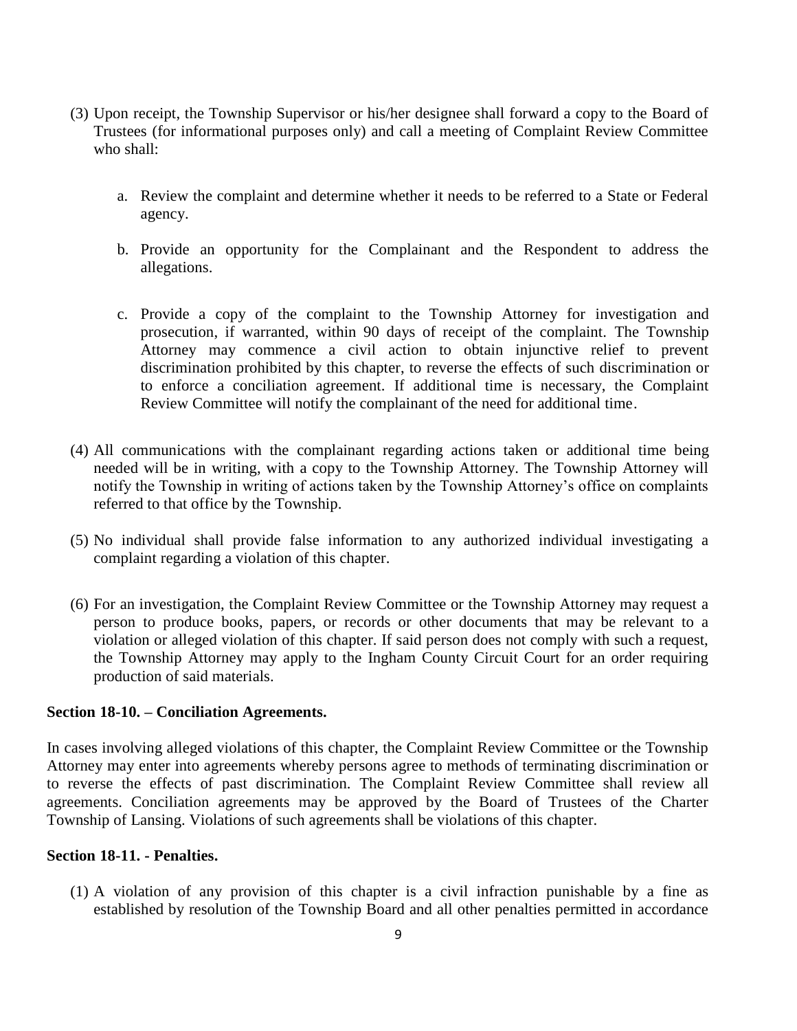(3) Upon receipt, the Township Supervisor or his/her designee shall forward a copy to the Board of Trustees (for informational purposes only) and call a meeting of Complaint Review Committee who shall:

   a. Review the complaint and determine whether it needs to be referred to a State or Federal agency.

   b. Provide an opportunity for the Complainant and the Respondent to address the allegations.

   c. Provide a copy of the complaint to the Township Attorney for investigation and prosecution, if warranted, within 90 days of receipt of the complaint. The Township Attorney may commence a civil action to obtain injunctive relief to prevent discrimination prohibited by this chapter, to reverse the effects of such discrimination or to enforce a conciliation agreement. If additional time is necessary, the Complaint Review Committee will notify the complainant of the need for additional time.

(4) All communications with the complainant regarding actions taken or additional time being needed will be in writing, with a copy to the Township Attorney. The Township Attorney will notify the Township in writing of actions taken by the Township Attorney's office on complaints referred to that office by the Township.

(5) No individual shall provide false information to any authorized individual investigating a complaint regarding a violation of this chapter.

(6) For an investigation, the Complaint Review Committee or the Township Attorney may request a person to produce books, papers, or records or other documents that may be relevant to a violation or alleged violation of this chapter. If said person does not comply with such a request, the Township Attorney may apply to the Ingham County Circuit Court for an order requiring production of said materials.

**Section 18-10. – Conciliation Agreements.**

In cases involving alleged violations of this chapter, the Complaint Review Committee or the Township Attorney may enter into agreements whereby persons agree to methods of terminating discrimination or to reverse the effects of past discrimination. The Complaint Review Committee shall review all agreements. Conciliation agreements may be approved by the Board of Trustees of the Charter Township of Lansing. Violations of such agreements shall be violations of this chapter.

**Section 18-11. - Penalties.**

(1) A violation of any provision of this chapter is a civil infraction punishable by a fine as established by resolution of the Township Board and all other penalties permitted in accordance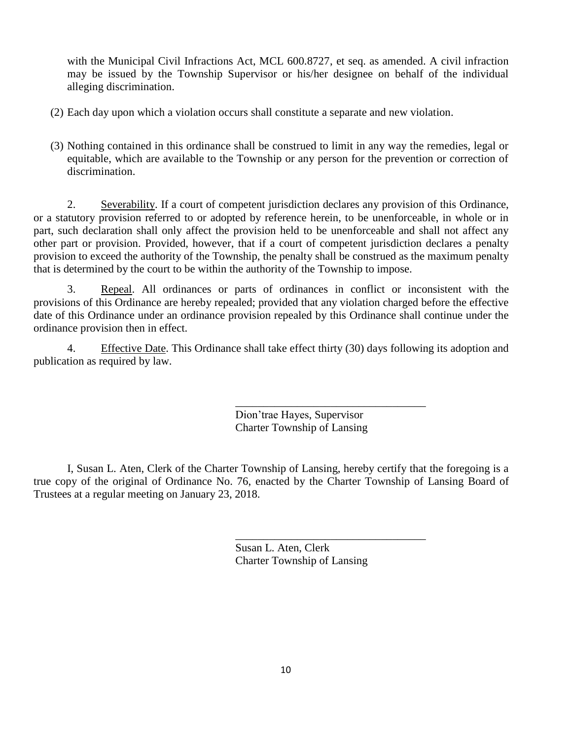with the Municipal Civil Infractions Act, MCL 600.8727, et seq. as amended. A civil infraction may be issued by the Township Supervisor or his/her designee on behalf of the individual alleging discrimination.

(2) Each day upon which a violation occurs shall constitute a separate and new violation.

(3) Nothing contained in this ordinance shall be construed to limit in any way the remedies, legal or equitable, which are available to the Township or any person for the prevention or correction of discrimination.

2. Severability. If a court of competent jurisdiction declares any provision of this Ordinance, or a statutory provision referred to or adopted by reference herein, to be unenforceable, in whole or in part, such declaration shall only affect the provision held to be unenforceable and shall not affect any other part or provision. Provided, however, that if a court of competent jurisdiction declares a penalty provision to exceed the authority of the Township, the penalty shall be construed as the maximum penalty that is determined by the court to be within the authority of the Township to impose.

3. Repeal. All ordinances or parts of ordinances in conflict or inconsistent with the provisions of this Ordinance are hereby repealed; provided that any violation charged before the effective date of this Ordinance under an ordinance provision repealed by this Ordinance shall continue under the ordinance provision then in effect.

4. Effective Date. This Ordinance shall take effect thirty (30) days following its adoption and publication as required by law.

___________________________________
Dion'trae Hayes, Supervisor
Charter Township of Lansing

I, Susan L. Aten, Clerk of the Charter Township of Lansing, hereby certify that the foregoing is a true copy of the original of Ordinance No. 76, enacted by the Charter Township of Lansing Board of Trustees at a regular meeting on January 23, 2018.

___________________________________
Susan L. Aten, Clerk
Charter Township of Lansing